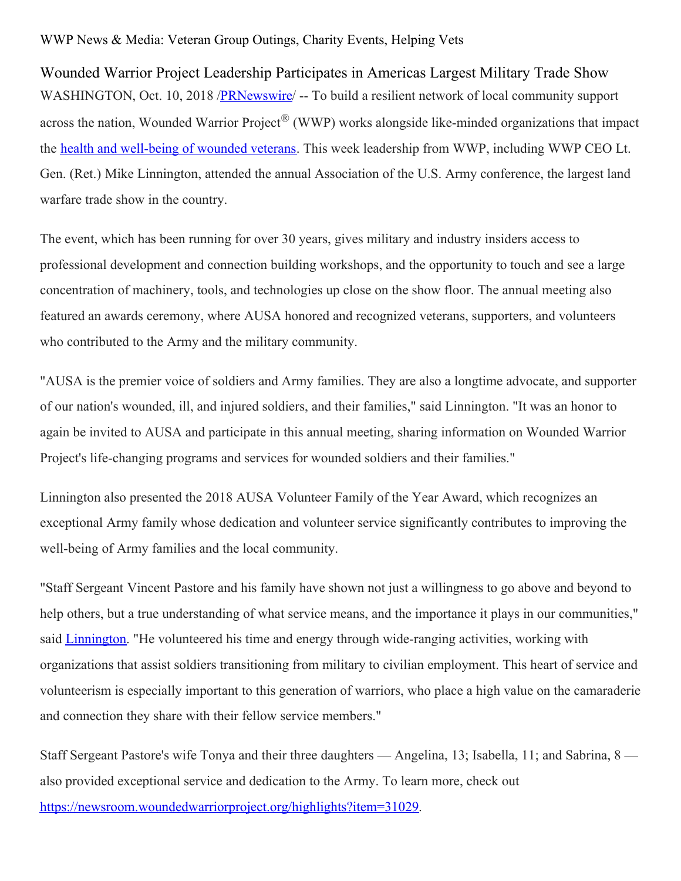WWP News & Media: Veteran Group Outings, Charity Events, Helping Vets

# Wounded Warrior Project Leadership Participates in Americas Largest Military Trade Show

WASHINGTON, Oct. 10, 2018 /PRNewswire/ -- To build a resilient network of local community support across the nation, Wounded Warrior Project® (WWP) works alongside like-minded organizations that impact the health and well-being of wounded veterans. This week leadership from WWP, including WWP CEO Lt. Gen. (Ret.) Mike Linnington, attended the annual Association of the U.S. Army conference, the largest land warfare trade show in the country.

The event, which has been running for over 30 years, gives military and industry insiders access to professional development and connection building workshops, and the opportunity to touch and see a large concentration of machinery, tools, and technologies up close on the show floor. The annual meeting also featured an awards ceremony, where AUSA honored and recognized veterans, supporters, and volunteers who contributed to the Army and the military community.

"AUSA is the premier voice of soldiers and Army families. They are also a longtime advocate, and supporter of our nation's wounded, ill, and injured soldiers, and their families," said Linnington. "It was an honor to again be invited to AUSA and participate in this annual meeting, sharing information on Wounded Warrior Project's life-changing programs and services for wounded soldiers and their families."

Linnington also presented the 2018 AUSA Volunteer Family of the Year Award, which recognizes an exceptional Army family whose dedication and volunteer service significantly contributes to improving the well-being of Army families and the local community.

"Staff Sergeant Vincent Pastore and his family have shown not just a willingness to go above and beyond to help others, but a true understanding of what service means, and the importance it plays in our communities," said Linnington. "He volunteered his time and energy through wide-ranging activities, working with organizations that assist soldiers transitioning from military to civilian employment. This heart of service and volunteerism is especially important to this generation of warriors, who place a high value on the camaraderie and connection they share with their fellow service members."

Staff Sergeant Pastore's wife Tonya and their three daughters — Angelina, 13; Isabella, 11; and Sabrina, 8 — also provided exceptional service and dedication to the Army. To learn more, check out https://newsroom.woundedwarriorproject.org/highlights?item=31029.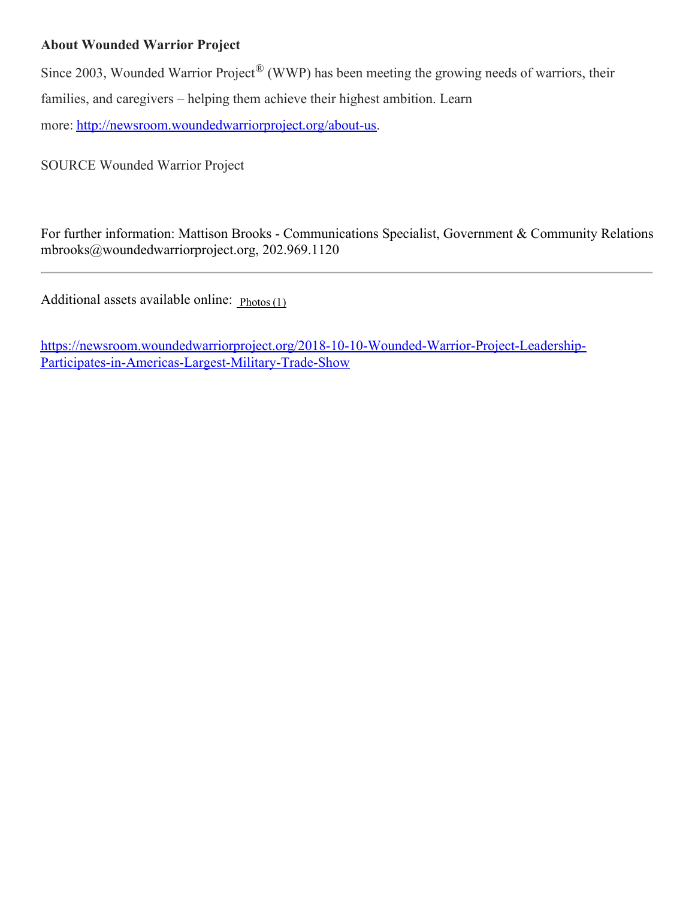**About Wounded Warrior Project**

Since 2003, Wounded Warrior Project® (WWP) has been meeting the growing needs of warriors, their families, and caregivers – helping them achieve their highest ambition. Learn more: http://newsroom.woundedwarriorproject.org/about-us.

SOURCE Wounded Warrior Project

For further information: Mattison Brooks - Communications Specialist, Government & Community Relations mbrooks@woundedwarriorproject.org, 202.969.1120

---

Additional assets available online: Photos (1)

https://newsroom.woundedwarriorproject.org/2018-10-10-Wounded-Warrior-Project-Leadership-Participates-in-Americas-Largest-Military-Trade-Show